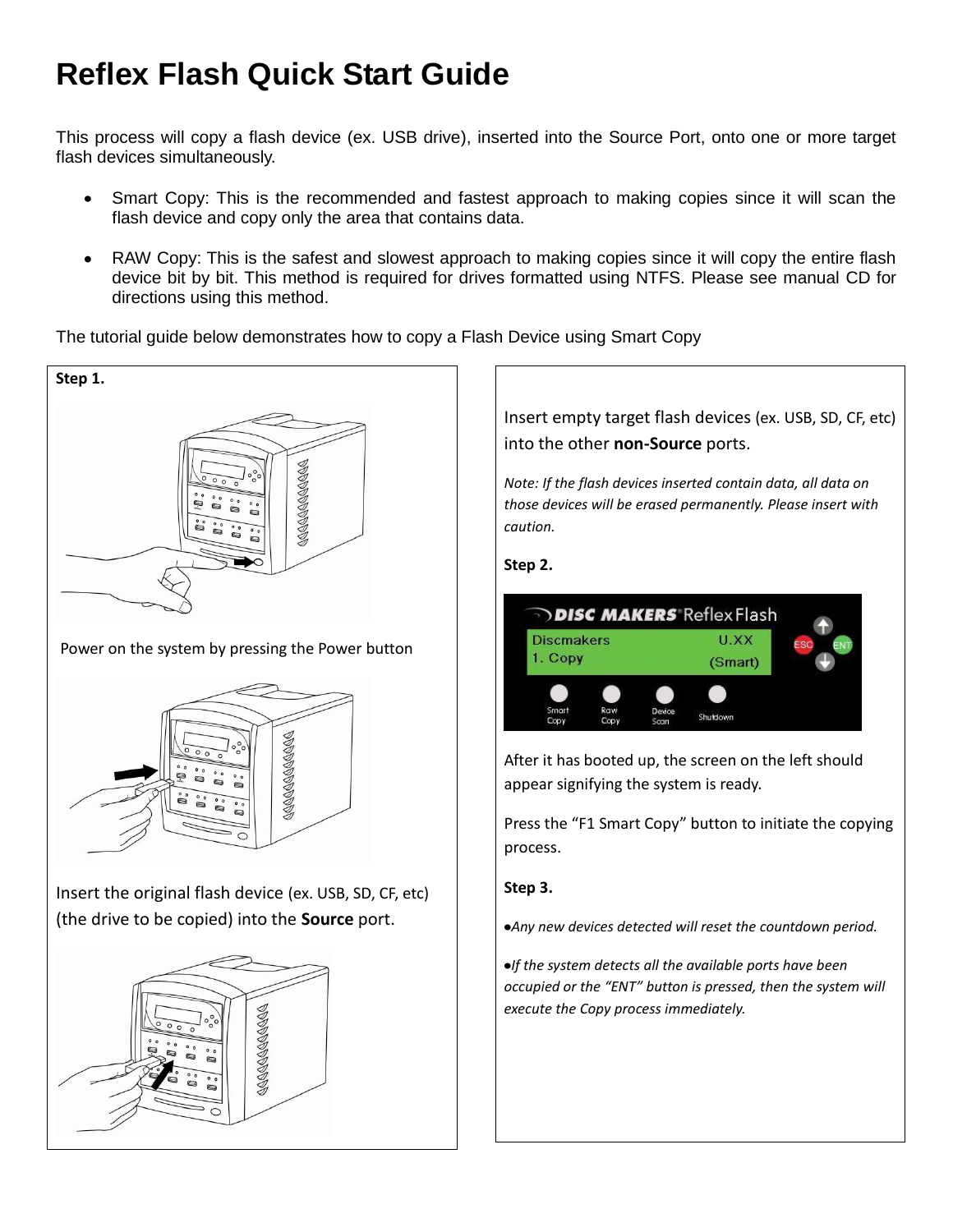# Reflex Flash Quick Start Guide

This process will copy a flash device (ex. USB drive), inserted into the Source Port, onto one or more target flash devices simultaneously.

- Smart Copy: This is the recommended and fastest approach to making copies since it will scan the flash device and copy only the area that contains data.
- RAW Copy: This is the safest and slowest approach to making copies since it will copy the entire flash device bit by bit. This method is required for drives formatted using NTFS. Please see manual CD for directions using this method.

The tutorial guide below demonstrates how to copy a Flash Device using Smart Copy

**Step 1.**

Power on the system by pressing the Power button

Insert the original flash device (ex. USB, SD, CF, etc) (the drive to be copied) into the **Source** port.

Insert empty target flash devices (ex. USB, SD, CF, etc) into the other **non-Source** ports.

*Note: If the flash devices inserted contain data, all data on those devices will be erased permanently. Please insert with caution.*

**Step 2.**

After it has booted up, the screen on the left should appear signifying the system is ready.

Press the "F1 Smart Copy" button to initiate the copying process.

**Step 3.**

- *Any new devices detected will reset the countdown period.*
- *If the system detects all the available ports have been occupied or the "ENT" button is pressed, then the system will execute the Copy process immediately.*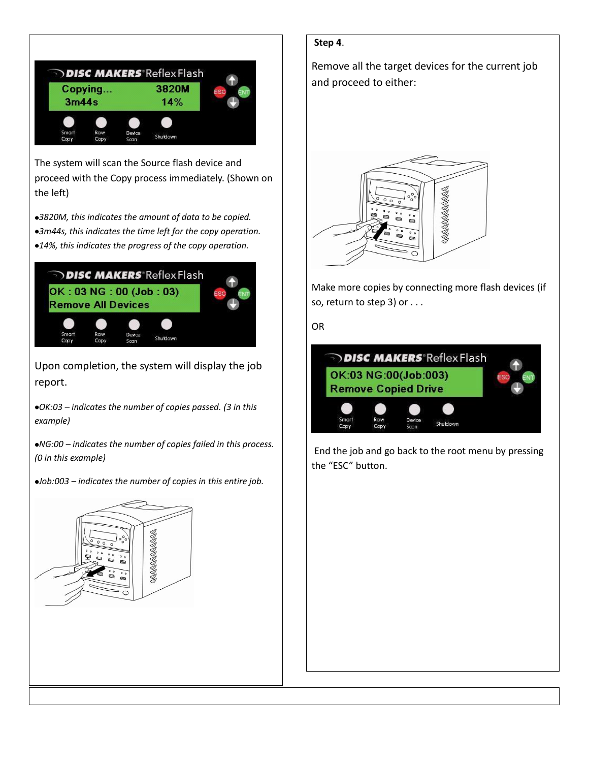The system will scan the Source flash device and proceed with the Copy process immediately. (Shown on the left)

- *3820M, this indicates the amount of data to be copied.*
- *3m44s, this indicates the time left for the copy operation.*
- *14%, this indicates the progress of the copy operation.*

Upon completion, the system will display the job report.

- *OK:03 – indicates the number of copies passed. (3 in this example)*
- *NG:00 – indicates the number of copies failed in this process. (0 in this example)*
- *Job:003 – indicates the number of copies in this entire job.*

**Step 4**.

Remove all the target devices for the current job and proceed to either:

Make more copies by connecting more flash devices (if so, return to step 3) or . . .

OR

End the job and go back to the root menu by pressing the "ESC" button.